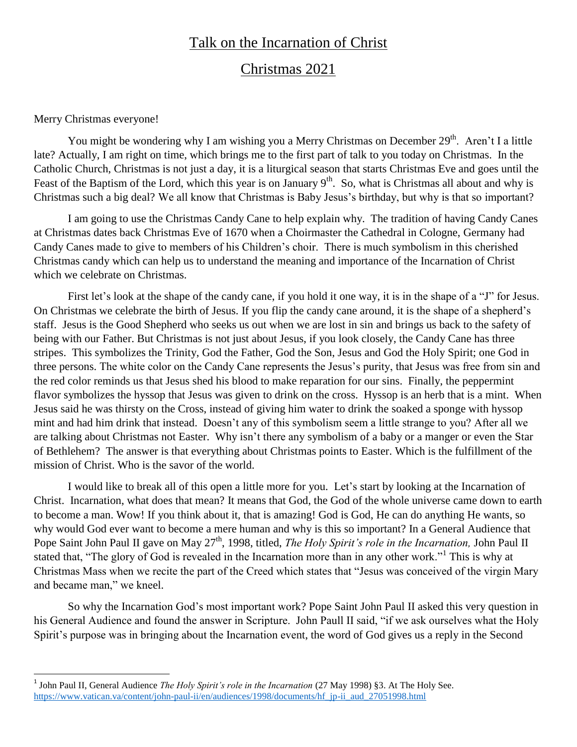# Talk on the Incarnation of Christ

# Christmas 2021

Merry Christmas everyone!

You might be wondering why I am wishing you a Merry Christmas on December 29th. Aren't I a little late? Actually, I am right on time, which brings me to the first part of talk to you today on Christmas. In the Catholic Church, Christmas is not just a day, it is a liturgical season that starts Christmas Eve and goes until the Feast of the Baptism of the Lord, which this year is on January 9th. So, what is Christmas all about and why is Christmas such a big deal? We all know that Christmas is Baby Jesus's birthday, but why is that so important?

I am going to use the Christmas Candy Cane to help explain why. The tradition of having Candy Canes at Christmas dates back Christmas Eve of 1670 when a Choirmaster the Cathedral in Cologne, Germany had Candy Canes made to give to members of his Children's choir. There is much symbolism in this cherished Christmas candy which can help us to understand the meaning and importance of the Incarnation of Christ which we celebrate on Christmas.

First let's look at the shape of the candy cane, if you hold it one way, it is in the shape of a "J" for Jesus. On Christmas we celebrate the birth of Jesus. If you flip the candy cane around, it is the shape of a shepherd's staff. Jesus is the Good Shepherd who seeks us out when we are lost in sin and brings us back to the safety of being with our Father. But Christmas is not just about Jesus, if you look closely, the Candy Cane has three stripes. This symbolizes the Trinity, God the Father, God the Son, Jesus and God the Holy Spirit; one God in three persons. The white color on the Candy Cane represents the Jesus's purity, that Jesus was free from sin and the red color reminds us that Jesus shed his blood to make reparation for our sins. Finally, the peppermint flavor symbolizes the hyssop that Jesus was given to drink on the cross. Hyssop is an herb that is a mint. When Jesus said he was thirsty on the Cross, instead of giving him water to drink the soaked a sponge with hyssop mint and had him drink that instead. Doesn't any of this symbolism seem a little strange to you? After all we are talking about Christmas not Easter. Why isn't there any symbolism of a baby or a manger or even the Star of Bethlehem? The answer is that everything about Christmas points to Easter. Which is the fulfillment of the mission of Christ. Who is the savor of the world.

I would like to break all of this open a little more for you. Let's start by looking at the Incarnation of Christ. Incarnation, what does that mean? It means that God, the God of the whole universe came down to earth to become a man. Wow! If you think about it, that is amazing! God is God, He can do anything He wants, so why would God ever want to become a mere human and why is this so important? In a General Audience that Pope Saint John Paul II gave on May 27th, 1998, titled, *The Holy Spirit's role in the Incarnation,* John Paul II stated that, "The glory of God is revealed in the Incarnation more than in any other work."[1] This is why at Christmas Mass when we recite the part of the Creed which states that "Jesus was conceived of the virgin Mary and became man," we kneel.

So why the Incarnation God's most important work? Pope Saint John Paul II asked this very question in his General Audience and found the answer in Scripture. John Paull II said, "if we ask ourselves what the Holy Spirit's purpose was in bringing about the Incarnation event, the word of God gives us a reply in the Second

---

[1] John Paul II, General Audience *The Holy Spirit's role in the Incarnation* (27 May 1998) §3. At The Holy See. https://www.vatican.va/content/john-paul-ii/en/audiences/1998/documents/hf_jp-ii_aud_27051998.html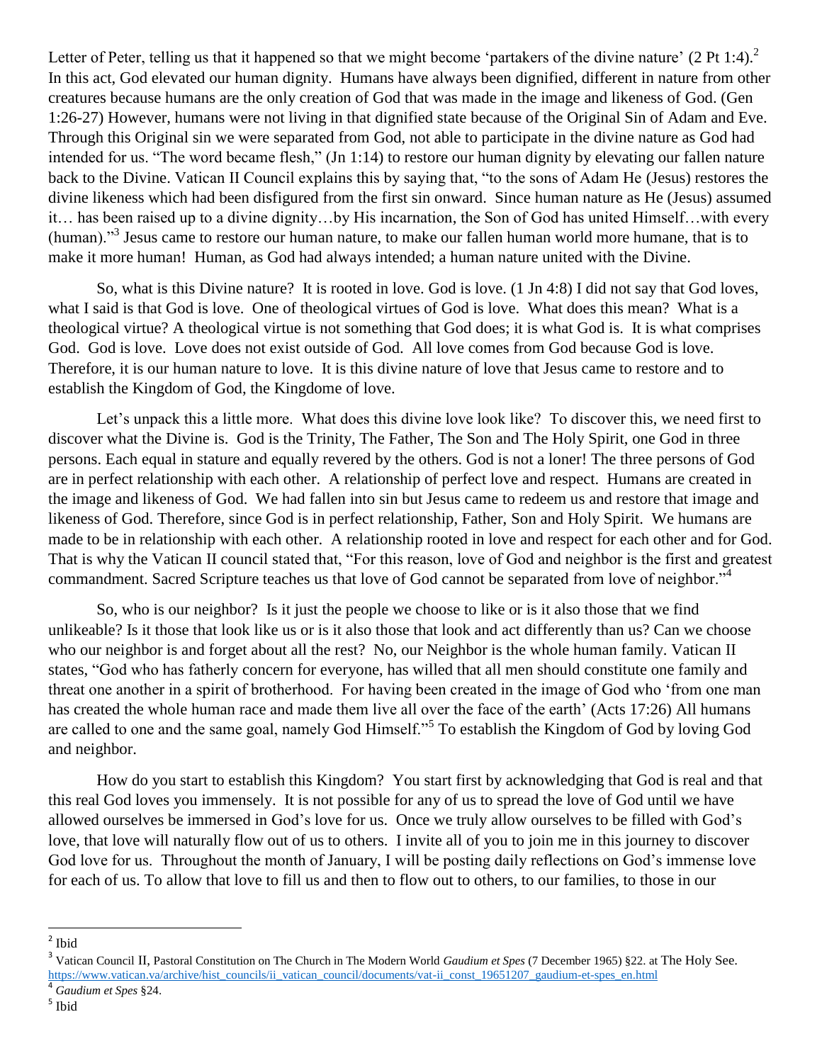Letter of Peter, telling us that it happened so that we might become 'partakers of the divine nature' (2 Pt 1:4).[2] In this act, God elevated our human dignity. Humans have always been dignified, different in nature from other creatures because humans are the only creation of God that was made in the image and likeness of God. (Gen 1:26-27) However, humans were not living in that dignified state because of the Original Sin of Adam and Eve. Through this Original sin we were separated from God, not able to participate in the divine nature as God had intended for us. "The word became flesh," (Jn 1:14) to restore our human dignity by elevating our fallen nature back to the Divine. Vatican II Council explains this by saying that, "to the sons of Adam He (Jesus) restores the divine likeness which had been disfigured from the first sin onward. Since human nature as He (Jesus) assumed it… has been raised up to a divine dignity…by His incarnation, the Son of God has united Himself…with every (human)."[3] Jesus came to restore our human nature, to make our fallen human world more humane, that is to make it more human! Human, as God had always intended; a human nature united with the Divine.

So, what is this Divine nature? It is rooted in love. God is love. (1 Jn 4:8) I did not say that God loves, what I said is that God is love. One of theological virtues of God is love. What does this mean? What is a theological virtue? A theological virtue is not something that God does; it is what God is. It is what comprises God. God is love. Love does not exist outside of God. All love comes from God because God is love. Therefore, it is our human nature to love. It is this divine nature of love that Jesus came to restore and to establish the Kingdom of God, the Kingdome of love.

Let's unpack this a little more. What does this divine love look like? To discover this, we need first to discover what the Divine is. God is the Trinity, The Father, The Son and The Holy Spirit, one God in three persons. Each equal in stature and equally revered by the others. God is not a loner! The three persons of God are in perfect relationship with each other. A relationship of perfect love and respect. Humans are created in the image and likeness of God. We had fallen into sin but Jesus came to redeem us and restore that image and likeness of God. Therefore, since God is in perfect relationship, Father, Son and Holy Spirit. We humans are made to be in relationship with each other. A relationship rooted in love and respect for each other and for God. That is why the Vatican II council stated that, "For this reason, love of God and neighbor is the first and greatest commandment. Sacred Scripture teaches us that love of God cannot be separated from love of neighbor."[4]

So, who is our neighbor? Is it just the people we choose to like or is it also those that we find unlikeable? Is it those that look like us or is it also those that look and act differently than us? Can we choose who our neighbor is and forget about all the rest? No, our Neighbor is the whole human family. Vatican II states, "God who has fatherly concern for everyone, has willed that all men should constitute one family and threat one another in a spirit of brotherhood. For having been created in the image of God who 'from one man has created the whole human race and made them live all over the face of the earth' (Acts 17:26) All humans are called to one and the same goal, namely God Himself."[5] To establish the Kingdom of God by loving God and neighbor.

How do you start to establish this Kingdom? You start first by acknowledging that God is real and that this real God loves you immensely. It is not possible for any of us to spread the love of God until we have allowed ourselves be immersed in God's love for us. Once we truly allow ourselves to be filled with God's love, that love will naturally flow out of us to others. I invite all of you to join me in this journey to discover God love for us. Throughout the month of January, I will be posting daily reflections on God's immense love for each of us. To allow that love to fill us and then to flow out to others, to our families, to those in our

---

[2] Ibid

[3] Vatican Council II, Pastoral Constitution on The Church in The Modern World *Gaudium et Spes* (7 December 1965) §22. at The Holy See. https://www.vatican.va/archive/hist_councils/ii_vatican_council/documents/vat-ii_const_19651207_gaudium-et-spes_en.html

[4] *Gaudium et Spes* §24.

[5] Ibid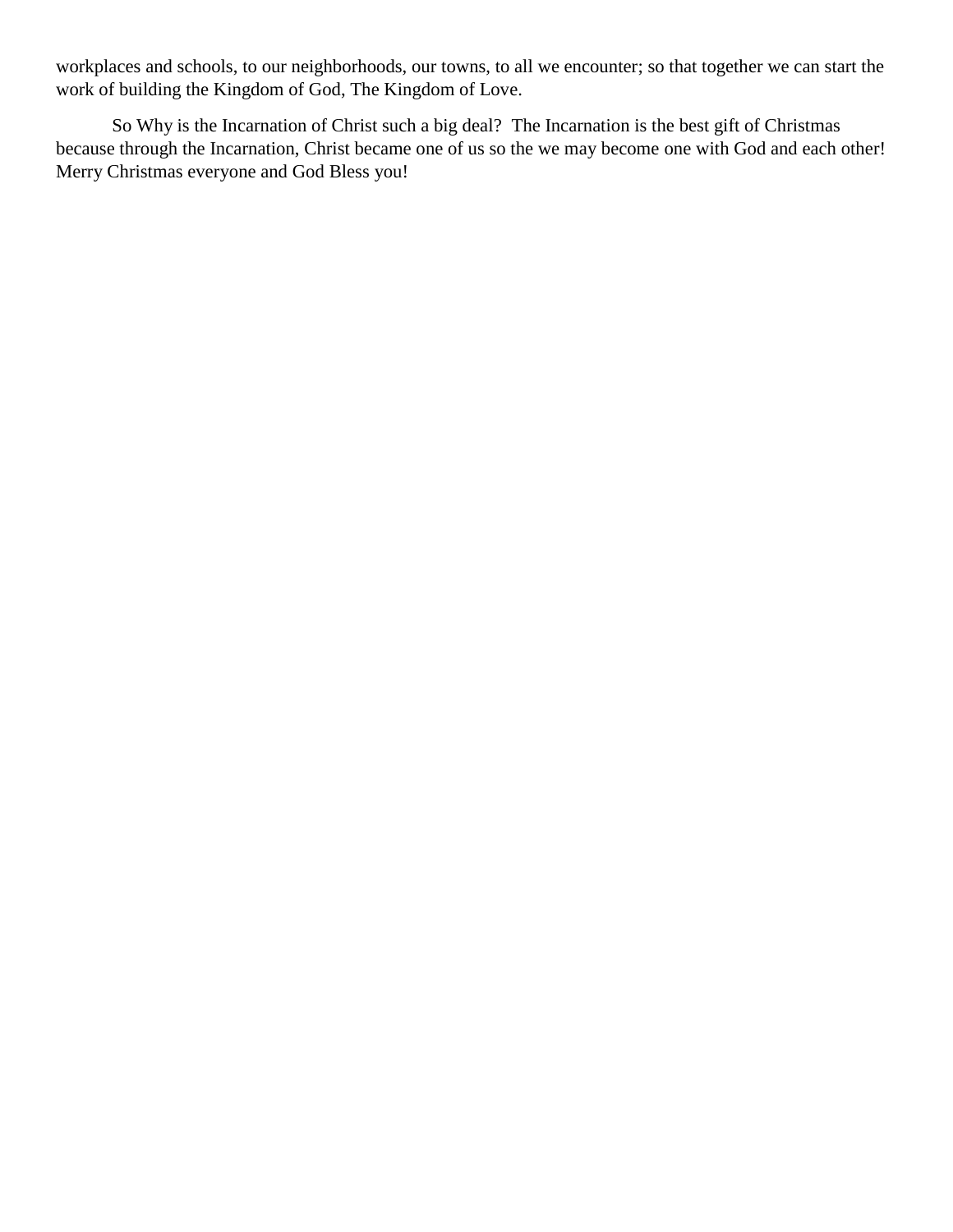workplaces and schools, to our neighborhoods, our towns, to all we encounter; so that together we can start the work of building the Kingdom of God, The Kingdom of Love.

So Why is the Incarnation of Christ such a big deal? The Incarnation is the best gift of Christmas because through the Incarnation, Christ became one of us so the we may become one with God and each other! Merry Christmas everyone and God Bless you!